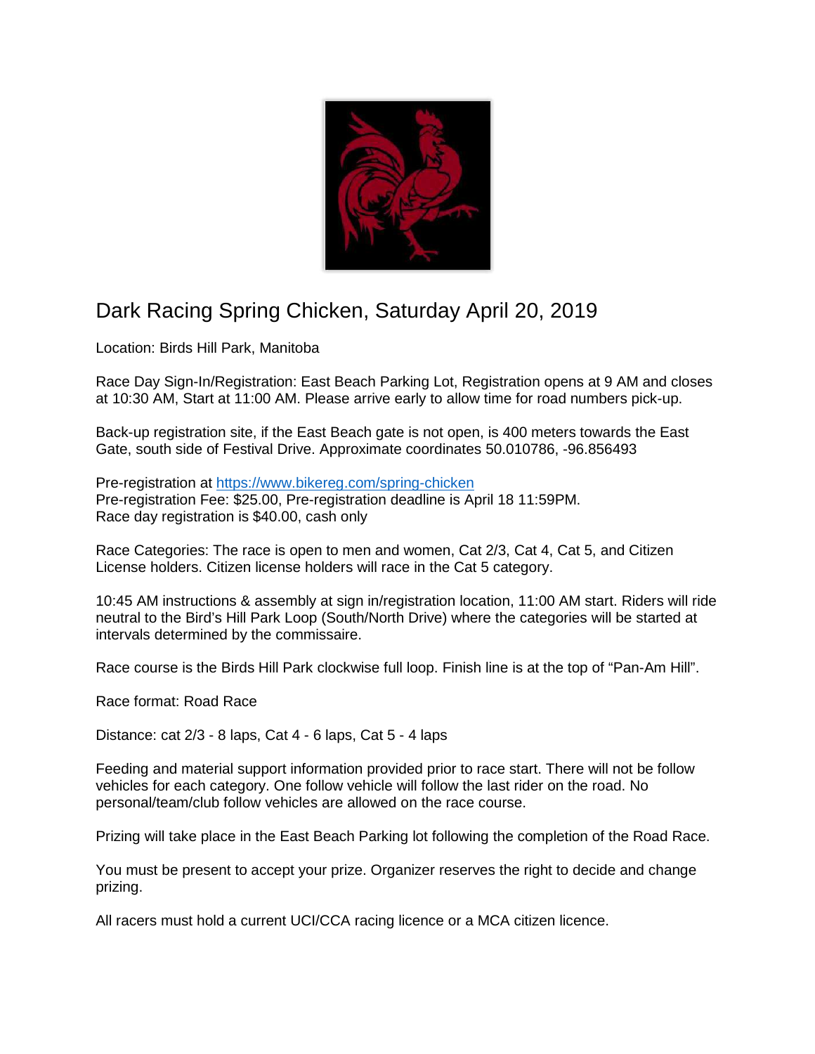# Dark Racing Spring Chicken, Saturday April 20, 2019

Location: Birds Hill Park, Manitoba

Race Day Sign-In/Registration: East Beach Parking Lot, Registration opens at 9 AM and closes at 10:30 AM, Start at 11:00 AM. Please arrive early to allow time for road numbers pick-up.

Back-up registration site, if the East Beach gate is not open, is 400 meters towards the East Gate, south side of Festival Drive. Approximate coordinates 50.010786, -96.856493

Pre-registration at [https://www.bikereg.com/spring-chicken](https://www.bikereg.com/spring-chicken)
Pre-registration Fee: $25.00, Pre-registration deadline is April 18 11:59PM.
Race day registration is $40.00, cash only

Race Categories: The race is open to men and women, Cat 2/3, Cat 4, Cat 5, and Citizen License holders. Citizen license holders will race in the Cat 5 category.

10:45 AM instructions & assembly at sign in/registration location, 11:00 AM start. Riders will ride neutral to the Bird's Hill Park Loop (South/North Drive) where the categories will be started at intervals determined by the commissaire.

Race course is the Birds Hill Park clockwise full loop. Finish line is at the top of "Pan-Am Hill".

Race format: Road Race

Distance: cat 2/3 - 8 laps, Cat 4 - 6 laps, Cat 5 - 4 laps

Feeding and material support information provided prior to race start. There will not be follow vehicles for each category. One follow vehicle will follow the last rider on the road. No personal/team/club follow vehicles are allowed on the race course.

Prizing will take place in the East Beach Parking lot following the completion of the Road Race.

You must be present to accept your prize. Organizer reserves the right to decide and change prizing.

All racers must hold a current UCI/CCA racing licence or a MCA citizen licence.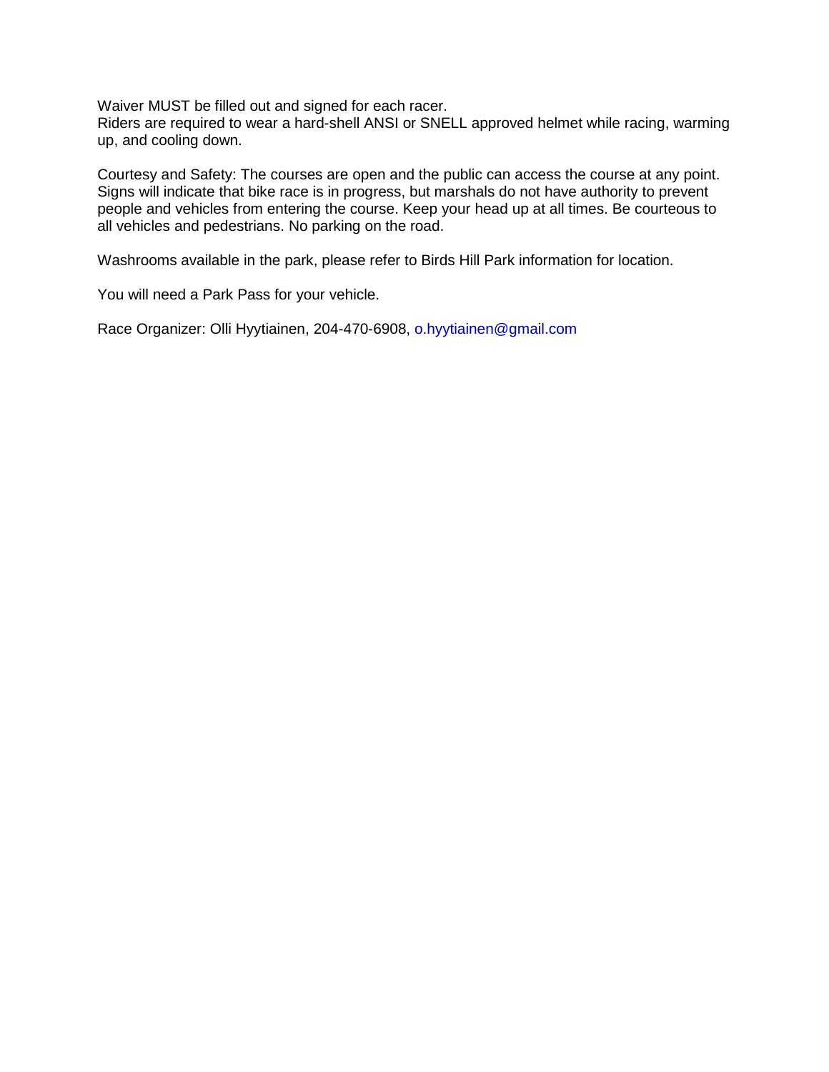Waiver MUST be filled out and signed for each racer.
Riders are required to wear a hard-shell ANSI or SNELL approved helmet while racing, warming up, and cooling down.

Courtesy and Safety: The courses are open and the public can access the course at any point. Signs will indicate that bike race is in progress, but marshals do not have authority to prevent people and vehicles from entering the course. Keep your head up at all times. Be courteous to all vehicles and pedestrians. No parking on the road.

Washrooms available in the park, please refer to Birds Hill Park information for location.

You will need a Park Pass for your vehicle.

Race Organizer: Olli Hyytiainen, 204-470-6908, o.hyytiainen@gmail.com